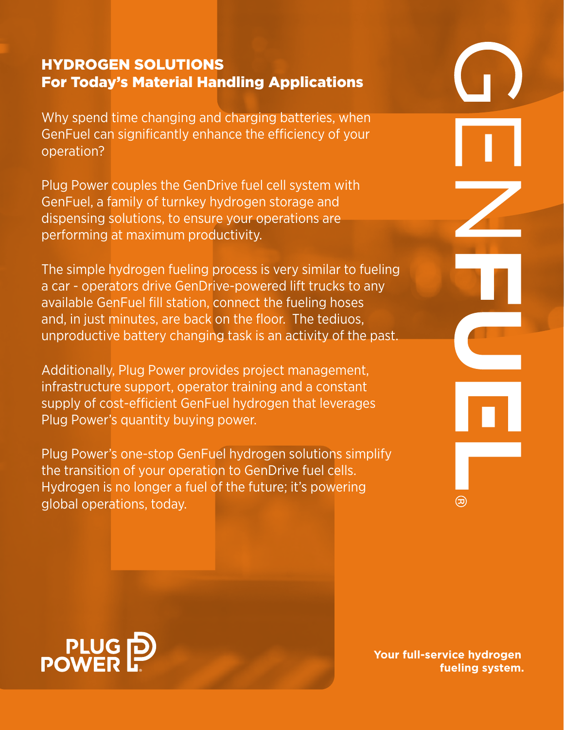## HYDROGEN SOLUTIONS
## For Today's Material Handling Applications

Why spend time changing and charging batteries, when GenFuel can significantly enhance the efficiency of your operation?

Plug Power couples the GenDrive fuel cell system with GenFuel, a family of turnkey hydrogen storage and dispensing solutions, to ensure your operations are performing at maximum productivity.

The simple hydrogen fueling process is very similar to fueling a car - operators drive GenDrive-powered lift trucks to any available GenFuel fill station, connect the fueling hoses and, in just minutes, are back on the floor. The tediuos, unproductive battery changing task is an activity of the past.

Additionally, Plug Power provides project management, infrastructure support, operator training and a constant supply of cost-efficient GenFuel hydrogen that leverages Plug Power's quantity buying power.

Plug Power's one-stop GenFuel hydrogen solutions simplify the transition of your operation to GenDrive fuel cells. Hydrogen is no longer a fuel of the future; it's powering global operations, today.

GENFUEL®

PLUG POWER

**Your full-service hydrogen fueling system.**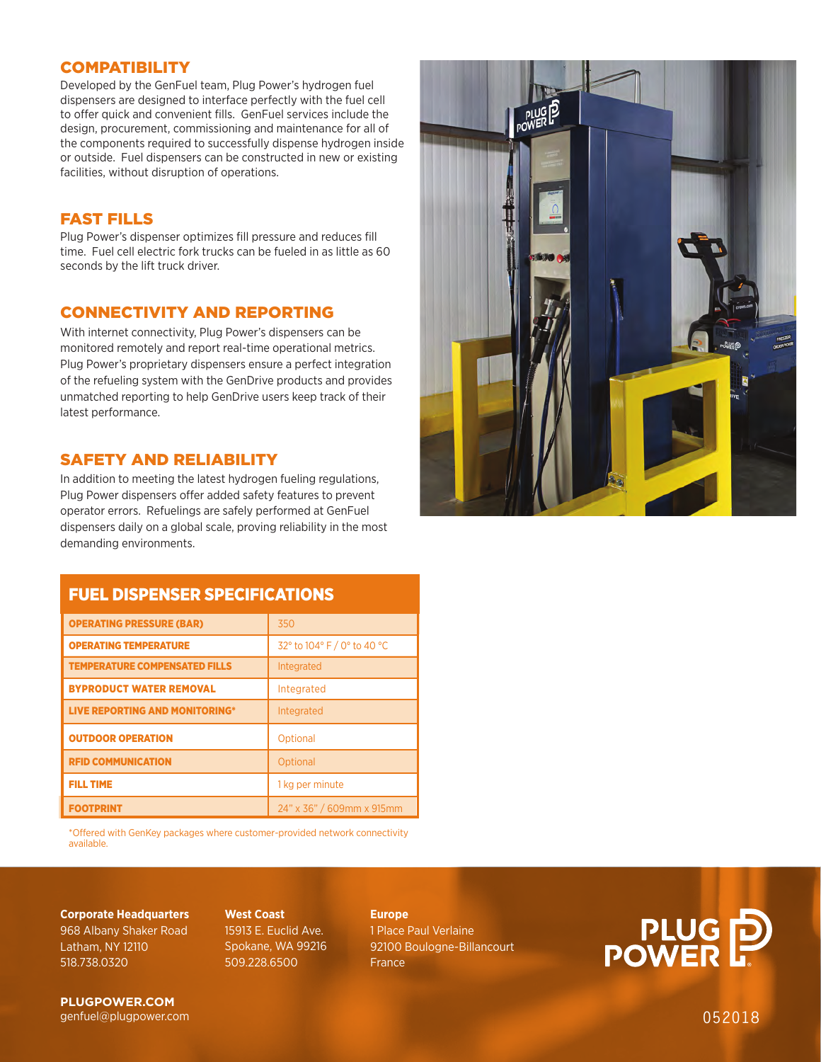## COMPATIBILITY

Developed by the GenFuel team, Plug Power's hydrogen fuel dispensers are designed to interface perfectly with the fuel cell to offer quick and convenient fills. GenFuel services include the design, procurement, commissioning and maintenance for all of the components required to successfully dispense hydrogen inside or outside. Fuel dispensers can be constructed in new or existing facilities, without disruption of operations.

## FAST FILLS

Plug Power's dispenser optimizes fill pressure and reduces fill time. Fuel cell electric fork trucks can be fueled in as little as 60 seconds by the lift truck driver.

## CONNECTIVITY AND REPORTING

With internet connectivity, Plug Power's dispensers can be monitored remotely and report real-time operational metrics. Plug Power's proprietary dispensers ensure a perfect integration of the refueling system with the GenDrive products and provides unmatched reporting to help GenDrive users keep track of their latest performance.

## SAFETY AND RELIABILITY

In addition to meeting the latest hydrogen fueling regulations, Plug Power dispensers offer added safety features to prevent operator errors. Refuelings are safely performed at GenFuel dispensers daily on a global scale, proving reliability in the most demanding environments.

## FUEL DISPENSER SPECIFICATIONS

| | |
|---|---|
| **OPERATING PRESSURE (BAR)** | 350 |
| **OPERATING TEMPERATURE** | 32° to 104° F / 0° to 40 °C |
| **TEMPERATURE COMPENSATED FILLS** | Integrated |
| **BYPRODUCT WATER REMOVAL** | Integrated |
| **LIVE REPORTING AND MONITORING*** | Integrated |
| **OUTDOOR OPERATION** | Optional |
| **RFID COMMUNICATION** | Optional |
| **FILL TIME** | 1 kg per minute |
| **FOOTPRINT** | 24" x 36" / 609mm x 915mm |

*Offered with GenKey packages where customer-provided network connectivity available.

**Corporate Headquarters**
968 Albany Shaker Road
Latham, NY 12110
518.738.0320

**West Coast**
15913 E. Euclid Ave.
Spokane, WA 99216
509.228.6500

**Europe**
1 Place Paul Verlaine
92100 Boulogne-Billancourt
France

**PLUGPOWER.COM**
genfuel@plugpower.com

052018